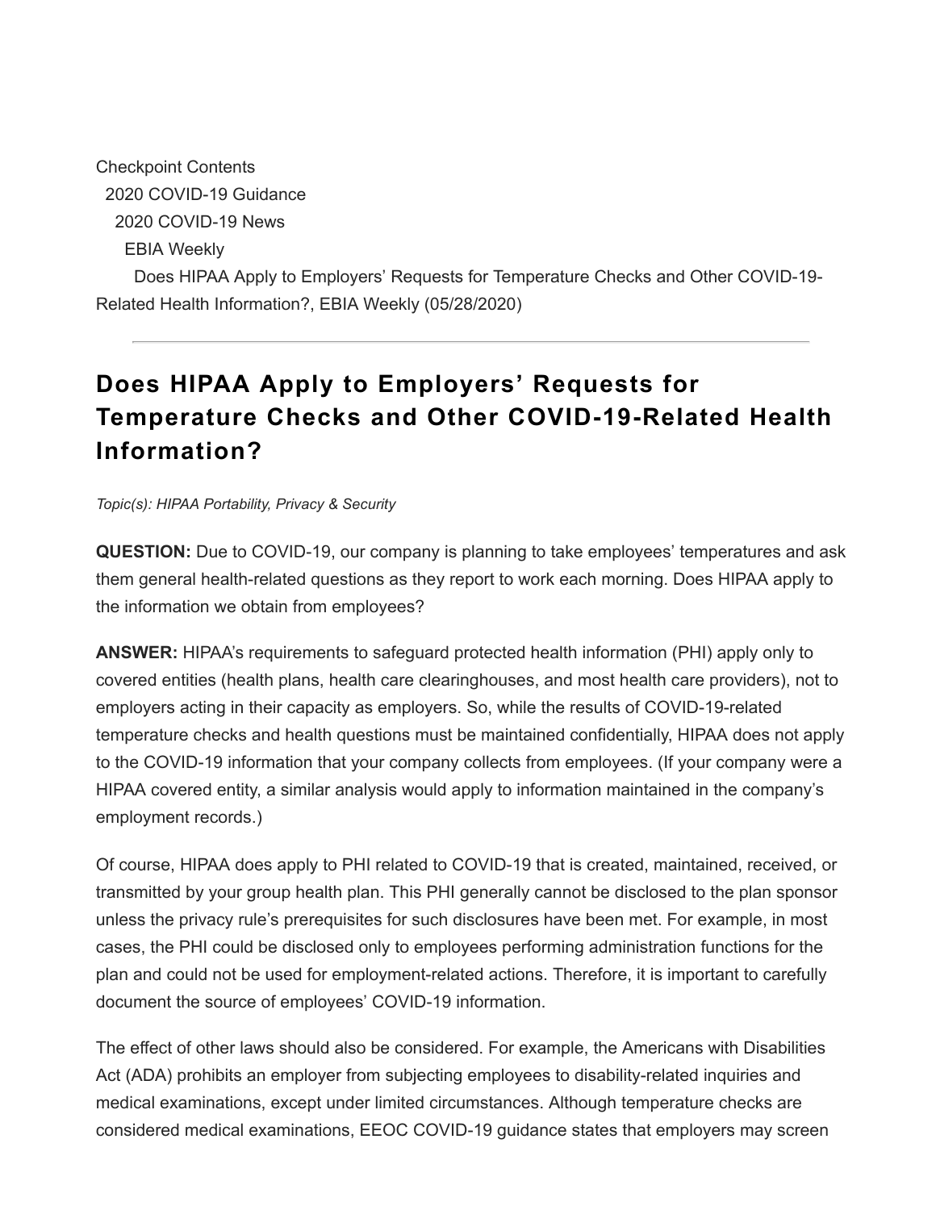Checkpoint Contents
 2020 COVID-19 Guidance
  2020 COVID-19 News
   EBIA Weekly
    Does HIPAA Apply to Employers' Requests for Temperature Checks and Other COVID-19-Related Health Information?, EBIA Weekly (05/28/2020)

---

# Does HIPAA Apply to Employers' Requests for Temperature Checks and Other COVID-19-Related Health Information?

*Topic(s): HIPAA Portability, Privacy & Security*

**QUESTION:** Due to COVID-19, our company is planning to take employees' temperatures and ask them general health-related questions as they report to work each morning. Does HIPAA apply to the information we obtain from employees?

**ANSWER:** HIPAA's requirements to safeguard protected health information (PHI) apply only to covered entities (health plans, health care clearinghouses, and most health care providers), not to employers acting in their capacity as employers. So, while the results of COVID-19-related temperature checks and health questions must be maintained confidentially, HIPAA does not apply to the COVID-19 information that your company collects from employees. (If your company were a HIPAA covered entity, a similar analysis would apply to information maintained in the company's employment records.)

Of course, HIPAA does apply to PHI related to COVID-19 that is created, maintained, received, or transmitted by your group health plan. This PHI generally cannot be disclosed to the plan sponsor unless the privacy rule's prerequisites for such disclosures have been met. For example, in most cases, the PHI could be disclosed only to employees performing administration functions for the plan and could not be used for employment-related actions. Therefore, it is important to carefully document the source of employees' COVID-19 information.

The effect of other laws should also be considered. For example, the Americans with Disabilities Act (ADA) prohibits an employer from subjecting employees to disability-related inquiries and medical examinations, except under limited circumstances. Although temperature checks are considered medical examinations, EEOC COVID-19 guidance states that employers may screen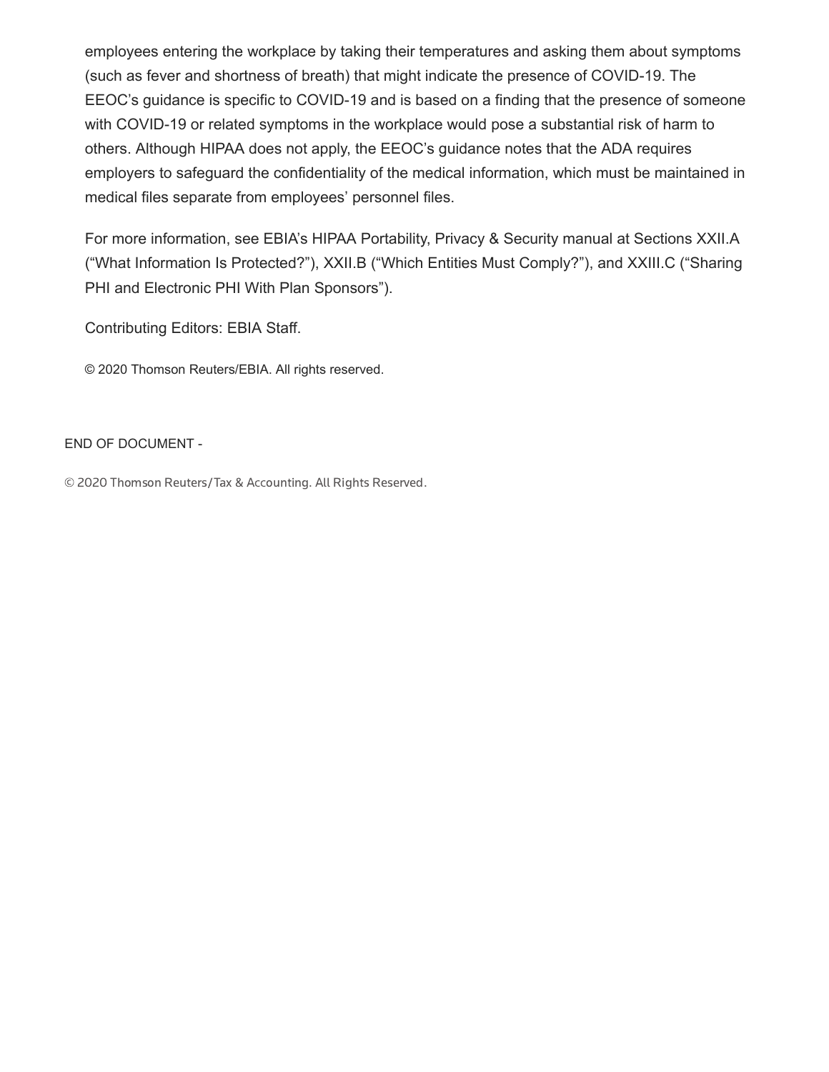employees entering the workplace by taking their temperatures and asking them about symptoms (such as fever and shortness of breath) that might indicate the presence of COVID-19. The EEOC's guidance is specific to COVID-19 and is based on a finding that the presence of someone with COVID-19 or related symptoms in the workplace would pose a substantial risk of harm to others. Although HIPAA does not apply, the EEOC's guidance notes that the ADA requires employers to safeguard the confidentiality of the medical information, which must be maintained in medical files separate from employees' personnel files.

For more information, see EBIA's HIPAA Portability, Privacy & Security manual at Sections XXII.A ("What Information Is Protected?"), XXII.B ("Which Entities Must Comply?"), and XXIII.C ("Sharing PHI and Electronic PHI With Plan Sponsors").

Contributing Editors: EBIA Staff.

© 2020 Thomson Reuters/EBIA. All rights reserved.

END OF DOCUMENT -

© 2020 Thomson Reuters/Tax & Accounting. All Rights Reserved.